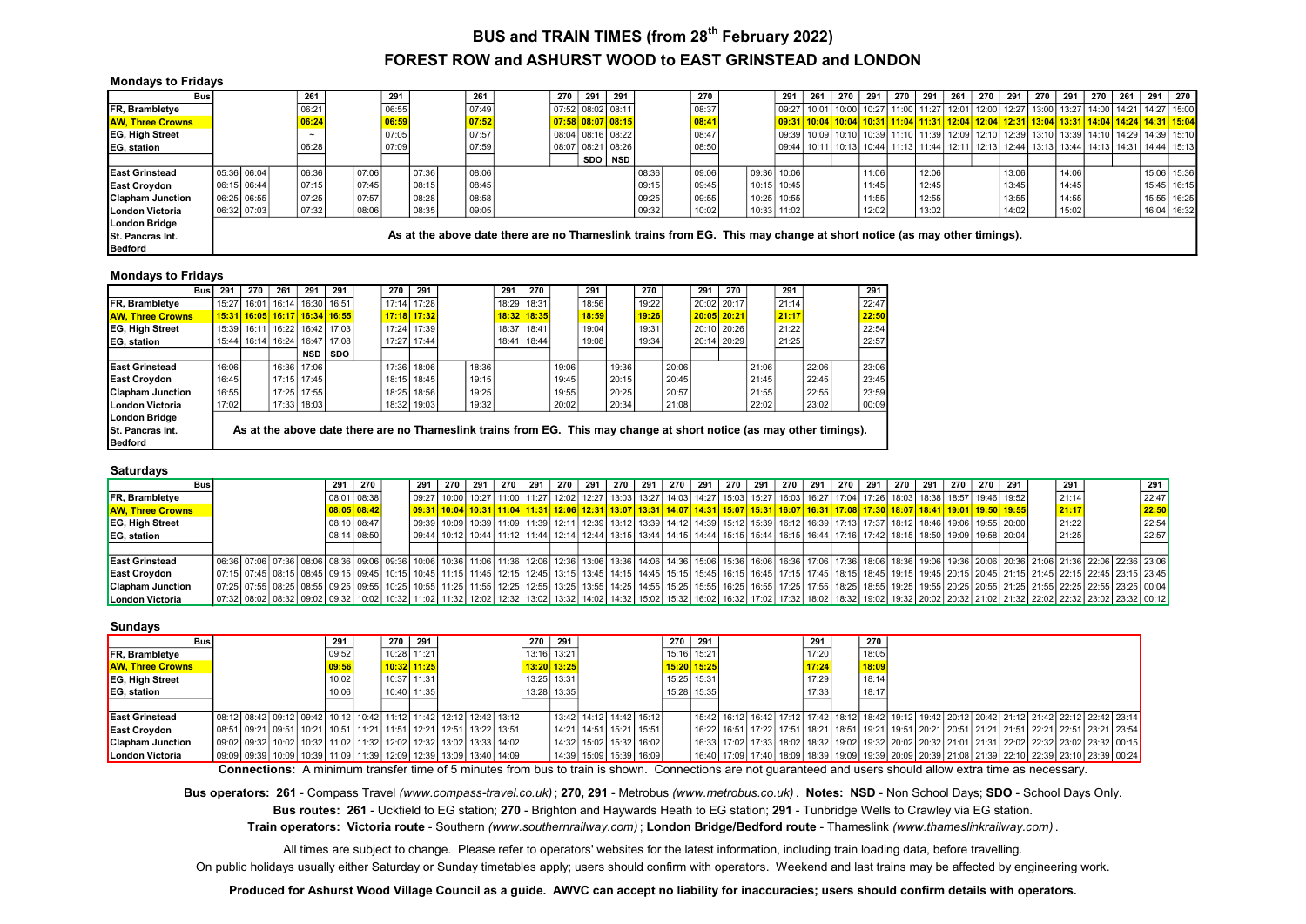# BUS and TRAIN TIMES (from 28th February 2022)

## FOREST ROW and ASHURST WOOD to EAST GRINSTEAD and LONDON

### Mondays to Fridays

| Bus | | | 261 | | 291 | 261 | 270 | 291 | 291 | | 270 | | 291 | 261 | 270 | 291 | 270 | 291 | 261 | 270 | 291 | 270 | 291 | 270 | 261 | 291 | 270 |
|---|---|---|---|---|---|---|---|---|---|---|---|---|---|---|---|---|---|---|---|---|---|---|---|---|---|---|---|
| FR, Brambletye | | | 06:21 | | 06:55 | 07:49 | 07:52 | 08:02 | 08:11 | | 08:37 | | 09:27 | 10:01 | 10:00 | 10:27 | 11:00 | 11:27 | 12:01 | 12:00 | 12:27 | 13:00 | 13:27 | 14:00 | 14:21 | 14:27 | 15:00 |
| AW, Three Crowns | | | 06:24 | | 06:59 | 07:52 | 07:58 | 08:07 | 08:15 | | 08:41 | | 09:31 | 10:04 | 10:04 | 10:31 | 11:04 | 11:31 | 12:04 | 12:04 | 12:31 | 13:04 | 13:31 | 14:04 | 14:24 | 14:31 | 15:04 |
| EG, High Street | | | ~ | | 07:05 | 07:57 | 08:04 | 08:16 | 08:22 | | 08:47 | | 09:39 | 10:09 | 10:10 | 10:39 | 11:10 | 11:39 | 12:09 | 12:10 | 12:39 | 13:10 | 13:39 | 14:10 | 14:29 | 14:39 | 15:10 |
| EG, station | | | 06:28 | | 07:09 | 07:59 | 08:07 | 08:21 | 08:26 | | 08:50 | | 09:44 | 10:11 | 10:13 | 10:44 | 11:13 | 11:44 | 12:11 | 12:13 | 12:44 | 13:13 | 13:44 | 14:13 | 14:31 | 14:44 | 15:13 |
| | | | | | | | | SDO | NSD | | | | | | | | | | | | | | | | | | |
| East Grinstead | 05:36 | 06:04 | 06:36 | 07:06 | 07:36 | 08:06 | | | | 08:36 | 09:06 | 09:36 | 10:06 | | | 11:06 | | 12:06 | | | 13:06 | | 14:06 | | | 15:06 | 15:36 |
| East Croydon | 06:15 | 06:44 | 07:15 | 07:45 | 08:15 | 08:45 | | | | 09:15 | 09:45 | 10:15 | 10:45 | | | 11:45 | | 12:45 | | | 13:45 | | 14:45 | | | 15:45 | 16:15 |
| Clapham Junction | 06:25 | 06:55 | 07:25 | 07:57 | 08:28 | 08:58 | | | | 09:25 | 09:55 | 10:25 | 10:55 | | | 11:55 | | 12:55 | | | 13:55 | | 14:55 | | | 15:55 | 16:25 |
| London Victoria | 06:32 | 07:03 | 07:32 | 08:06 | 08:35 | 09:05 | | | | 09:32 | 10:02 | 10:33 | 11:02 | | | 12:02 | | 13:02 | | | 14:02 | | 15:02 | | | 16:04 | 16:32 |
| London Bridge | | | | | | | | | | | | | | | | | | | | | | | | | | | |
| St. Pancras Int. | As at the above date there are no Thameslink trains from EG. This may change at short notice (as may other timings). | | | | | | | | | | | | | | | | | | | | | | | | | | |
| Bedford | | | | | | | | | | | | | | | | | | | | | | | | | | | |

### Mondays to Fridays

| Bus | 291 | 270 | 261 | 291 | 291 | 270 | 291 | | 291 | 270 | | 291 | | 270 | | 291 | 270 | | 291 | | 291 |
|---|---|---|---|---|---|---|---|---|---|---|---|---|---|---|---|---|---|---|---|---|---|
| FR, Brambletye | 15:27 | 16:01 | 16:14 | 16:30 | 16:51 | 17:14 | 17:28 | | 18:29 | 18:31 | | 18:56 | | 19:22 | | 20:02 | 20:17 | | 21:14 | | 22:47 |
| AW, Three Crowns | 15:31 | 16:05 | 16:17 | 16:34 | 16:55 | 17:18 | 17:32 | | 18:32 | 18:35 | | 18:59 | | 19:26 | | 20:05 | 20:21 | | 21:17 | | 22:50 |
| EG, High Street | 15:39 | 16:11 | 16:22 | 16:42 | 17:03 | 17:24 | 17:39 | | 18:37 | 18:41 | | 19:04 | | 19:31 | | 20:10 | 20:26 | | 21:22 | | 22:54 |
| EG, station | 15:44 | 16:14 | 16:24 | 16:47 | 17:08 | 17:27 | 17:44 | | 18:41 | 18:44 | | 19:08 | | 19:34 | | 20:14 | 20:29 | | 21:25 | | 22:57 |
| | | | | NSD | SDO | | | | | | | | | | | | | | | | |
| East Grinstead | 16:06 | | 16:36 | 17:06 | | 17:36 | 18:06 | 18:36 | | | 19:06 | | 19:36 | | 20:06 | | | 21:06 | | 22:06 | 23:06 |
| East Croydon | 16:45 | | 17:15 | 17:45 | | 18:15 | 18:45 | 19:15 | | | 19:45 | | 20:15 | | 20:45 | | | 21:45 | | 22:45 | 23:45 |
| Clapham Junction | 16:55 | | 17:25 | 17:55 | | 18:25 | 18:56 | 19:25 | | | 19:55 | | 20:25 | | 20:57 | | | 21:55 | | 22:55 | 23:59 |
| London Victoria | 17:02 | | 17:33 | 18:03 | | 18:32 | 19:03 | 19:32 | | | 20:02 | | 20:34 | | 21:08 | | | 22:02 | | 23:02 | 00:09 |
| London Bridge | | | | | | | | | | | | | | | | | | | | | |
| St. Pancras Int. | As at the above date there are no Thameslink trains from EG. This may change at short notice (as may other timings). | | | | | | | | | | | | | | | | | | | | |
| Bedford | | | | | | | | | | | | | | | | | | | | | |

### Saturdays

| Bus | | | | | 291 | 270 | | 291 | 270 | 291 | 270 | 291 | 270 | 291 | 270 | 291 | 270 | 291 | 270 | 291 | 270 | 291 | 270 | 291 | 270 | 291 | 270 | 270 | 291 | | 291 | | | 291 |
|---|---|---|---|---|---|---|---|---|---|---|---|---|---|---|---|---|---|---|---|---|---|---|---|---|---|---|---|---|---|---|---|---|---|---|
| FR, Brambletye | | | | | 08:01 | 08:38 | | 09:27 | 10:00 | 10:27 | 11:00 | 11:27 | 12:02 | 12:27 | 13:03 | 13:27 | 14:03 | 14:27 | 15:03 | 15:27 | 16:03 | 16:27 | 17:04 | 17:26 | 18:03 | 18:38 | 18:57 | 19:46 | 19:52 | | 21:14 | | | 22:47 |
| AW, Three Crowns | | | | | 08:05 | 08:42 | | 09:31 | 10:04 | 10:31 | 11:04 | 11:31 | 12:06 | 12:31 | 13:07 | 13:31 | 14:07 | 14:31 | 15:07 | 15:31 | 16:07 | 16:31 | 17:08 | 17:30 | 18:07 | 18:41 | 19:01 | 19:50 | 19:55 | | 21:17 | | | 22:50 |
| EG, High Street | | | | | 08:10 | 08:47 | | 09:39 | 10:09 | 10:39 | 11:09 | 11:39 | 12:11 | 12:39 | 13:12 | 13:39 | 14:12 | 14:39 | 15:12 | 15:39 | 16:12 | 16:39 | 17:13 | 17:37 | 18:12 | 18:46 | 19:06 | 19:55 | 20:00 | | 21:22 | | | 22:54 |
| EG, station | | | | | 08:14 | 08:50 | | 09:44 | 10:12 | 10:44 | 11:12 | 11:44 | 12:14 | 12:44 | 13:15 | 13:44 | 14:15 | 14:44 | 15:15 | 15:44 | 16:15 | 16:44 | 17:16 | 17:42 | 18:15 | 18:50 | 19:09 | 19:58 | 20:04 | | 21:25 | | | 22:57 |
| East Grinstead | 06:36 | 07:06 | 07:36 | 08:06 | 08:36 | 09:06 | 09:36 | 10:06 | 10:36 | 11:06 | 11:36 | 12:06 | 12:36 | 13:06 | 13:36 | 14:06 | 14:36 | 15:06 | 15:36 | 16:06 | 16:36 | 17:06 | 17:36 | 18:06 | 18:36 | 19:06 | 19:36 | 20:06 | 20:36 | 21:06 | 21:36 | 22:06 | 22:36 | 23:06 |
| East Croydon | 07:15 | 07:45 | 08:15 | 08:45 | 09:15 | 09:45 | 10:15 | 10:45 | 11:15 | 11:45 | 12:15 | 12:45 | 13:15 | 13:45 | 14:15 | 14:45 | 15:15 | 15:45 | 16:15 | 16:45 | 17:15 | 17:45 | 18:15 | 18:45 | 19:15 | 19:45 | 20:15 | 20:45 | 21:15 | 21:45 | 22:15 | 22:45 | 23:15 | 23:45 |
| Clapham Junction | 07:25 | 07:55 | 08:25 | 08:55 | 09:25 | 09:55 | 10:25 | 10:55 | 11:25 | 11:55 | 12:25 | 12:55 | 13:25 | 13:55 | 14:25 | 14:55 | 15:25 | 15:55 | 16:25 | 16:55 | 17:25 | 17:55 | 18:25 | 18:55 | 19:25 | 19:55 | 20:25 | 20:55 | 21:25 | 21:55 | 22:25 | 22:55 | 23:25 | 00:04 |
| London Victoria | 07:32 | 08:02 | 08:32 | 09:02 | 09:32 | 10:02 | 10:32 | 11:02 | 11:32 | 12:02 | 12:32 | 13:02 | 13:32 | 14:02 | 14:32 | 15:02 | 15:32 | 16:02 | 16:32 | 17:02 | 17:32 | 18:02 | 18:32 | 19:02 | 19:32 | 20:02 | 20:32 | 21:02 | 21:32 | 22:02 | 22:32 | 23:02 | 23:32 | 00:12 |

### Sundays

| Bus | | | | | 291 | | 270 | 291 | | | | 270 | 291 | | | | 270 | 291 | | | | 291 | | 270 | | | | | | | | | |
|---|---|---|---|---|---|---|---|---|---|---|---|---|---|---|---|---|---|---|---|---|---|---|---|---|---|---|---|---|---|---|---|---|---|
| FR, Brambletye | | | | | 09:52 | | 10:28 | 11:21 | | | | 13:16 | 13:21 | | | | 15:16 | 15:21 | | | | 17:20 | | 18:05 | | | | | | | | | |
| AW, Three Crowns | | | | | 09:56 | | 10:32 | 11:25 | | | | 13:20 | 13:25 | | | | 15:20 | 15:25 | | | | 17:24 | | 18:09 | | | | | | | | | |
| EG, High Street | | | | | 10:02 | | 10:37 | 11:31 | | | | 13:25 | 13:31 | | | | 15:25 | 15:31 | | | | 17:29 | | 18:14 | | | | | | | | | |
| EG, station | | | | | 10:06 | | 10:40 | 11:35 | | | | 13:28 | 13:35 | | | | 15:28 | 15:35 | | | | 17:33 | | 18:17 | | | | | | | | | |
| East Grinstead | 08:12 | 08:42 | 09:12 | 09:42 | 10:12 | 10:42 | 11:12 | 11:42 | 12:12 | 12:42 | 13:12 | | 13:42 | 14:12 | 14:42 | 15:12 | | 15:42 | 16:12 | 16:42 | 17:12 | 17:42 | 18:12 | 18:42 | 19:12 | 19:42 | 20:12 | 20:42 | 21:12 | 21:42 | 22:12 | 22:42 | 23:14 |
| East Croydon | 08:51 | 09:21 | 09:51 | 10:21 | 10:51 | 11:21 | 11:51 | 12:21 | 12:51 | 13:22 | 13:51 | | 14:21 | 14:51 | 15:21 | 15:51 | | 16:22 | 16:51 | 17:22 | 17:51 | 18:21 | 18:51 | 19:21 | 19:51 | 20:21 | 20:51 | 21:21 | 21:51 | 22:21 | 22:51 | 23:21 | 23:54 |
| Clapham Junction | 09:02 | 09:32 | 10:02 | 10:32 | 11:02 | 11:32 | 12:02 | 12:32 | 13:02 | 13:33 | 14:02 | | 14:32 | 15:02 | 15:32 | 16:02 | | 16:33 | 17:02 | 17:33 | 18:02 | 18:32 | 19:02 | 19:32 | 20:02 | 20:32 | 21:01 | 21:31 | 22:02 | 22:32 | 23:02 | 23:32 | 00:15 |
| London Victoria | 09:09 | 09:39 | 10:09 | 10:39 | 11:09 | 11:39 | 12:09 | 12:39 | 13:09 | 13:40 | 14:09 | | 14:39 | 15:09 | 15:39 | 16:09 | | 16:40 | 17:09 | 17:40 | 18:09 | 18:39 | 19:09 | 19:39 | 20:09 | 20:39 | 21:08 | 21:39 | 22:10 | 22:39 | 23:10 | 23:39 | 00:24 |

**Connections:** A minimum transfer time of 5 minutes from bus to train is shown. Connections are not guaranteed and users should allow extra time as necessary.

**Bus operators:** **261** - Compass Travel *(www.compass-travel.co.uk)* ; **270, 291** - Metrobus *(www.metrobus.co.uk)* . **Notes: NSD** - Non School Days; **SDO** - School Days Only.

**Bus routes: 261** - Uckfield to EG station; **270** - Brighton and Haywards Heath to EG station; **291** - Tunbridge Wells to Crawley via EG station.

**Train operators: Victoria route** - Southern *(www.southernrailway.com)* ; **London Bridge/Bedford route** - Thameslink *(www.thameslinkrailway.com)* .

All times are subject to change. Please refer to operators' websites for the latest information, including train loading data, before travelling.

On public holidays usually either Saturday or Sunday timetables apply; users should confirm with operators. Weekend and last trains may be affected by engineering work.

**Produced for Ashurst Wood Village Council as a guide. AWVC can accept no liability for inaccuracies; users should confirm details with operators.**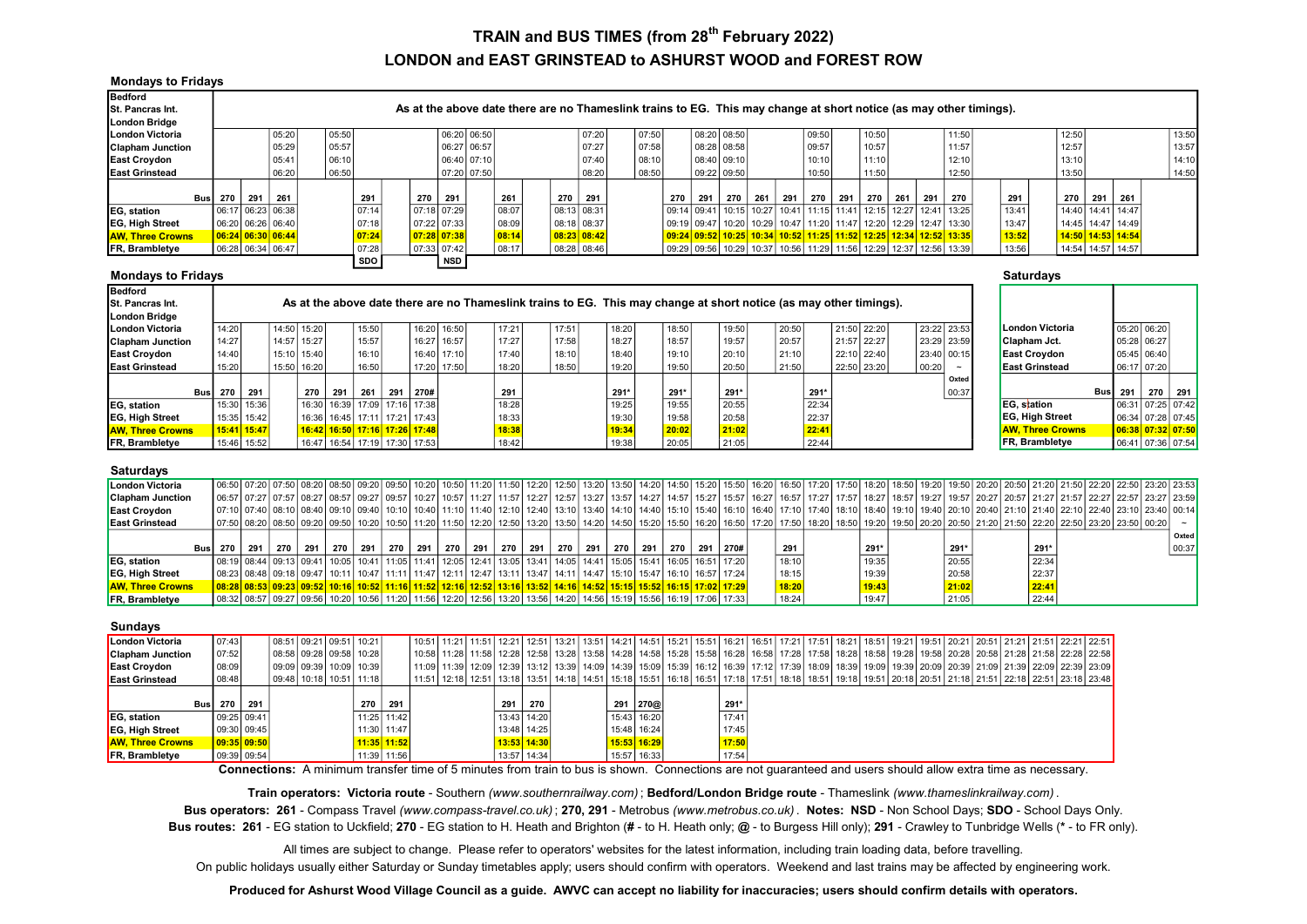# TRAIN and BUS TIMES (from 28th February 2022)

## LONDON and EAST GRINSTEAD to ASHURST WOOD and FOREST ROW

### Mondays to Fridays

| | | | | | | | | | | | | | | | | | | | | | | | | | | | | |
|---|---|---|---|---|---|---|---|---|---|---|---|---|---|---|---|---|---|---|---|---|---|---|---|---|---|---|---|---|
| **Bedford** | | | | | | | | | | | | | | | | | | | | | | | | | | | | |
| **St. Pancras Int.** | As at the above date there are no Thameslink trains to EG. This may change at short notice (as may other timings). | | | | | | | | | | | | | | | | | | | | | | | | | | | |
| **London Bridge** | | | | | | | | | | | | | | | | | | | | | | | | | | | | |
| **London Victoria** | | | 05:20 | 05:50 | | | 06:20 | 06:50 | | | 07:20 | 07:50 | | 08:20 | 08:50 | | | 09:50 | | 10:50 | | | 11:50 | | 12:50 | | | 13:50 |
| **Clapham Junction** | | | 05:29 | 05:57 | | | 06:27 | 06:57 | | | 07:27 | 07:58 | | 08:28 | 08:58 | | | 09:57 | | 10:57 | | | 11:57 | | 12:57 | | | 13:57 |
| **East Croydon** | | | 05:41 | 06:10 | | | 06:40 | 07:10 | | | 07:40 | 08:10 | | 08:40 | 09:10 | | | 10:10 | | 11:10 | | | 12:10 | | 13:10 | | | 14:10 |
| **East Grinstead** | | | 06:20 | 06:50 | | | 07:20 | 07:50 | | | 08:20 | 08:50 | | 09:22 | 09:50 | | | 10:50 | | 11:50 | | | 12:50 | | 13:50 | | | 14:50 |
| **Bus** | 270 | 291 | 261 | | 291 | 270 | 291 | | 261 | 270 | 291 | | 270 | 291 | 270 | 261 | 291 | 270 | 291 | 270 | 261 | 291 | 270 | 291 | 270 | 291 | 261 | |
| **EG, station** | 06:17 | 06:23 | 06:38 | | 07:14 | 07:18 | 07:29 | | 08:07 | 08:13 | 08:31 | | 09:14 | 09:41 | 10:15 | 10:27 | 10:41 | 11:15 | 11:41 | 12:15 | 12:27 | 12:41 | 13:25 | 13:41 | 14:40 | 14:41 | 14:47 | |
| **EG, High Street** | 06:20 | 06:26 | 06:40 | | 07:18 | 07:22 | 07:33 | | 08:09 | 08:18 | 08:37 | | 09:19 | 09:47 | 10:20 | 10:29 | 10:47 | 11:20 | 11:47 | 12:20 | 12:29 | 12:47 | 13:30 | 13:47 | 14:45 | 14:47 | 14:49 | |
| **AW, Three Crowns** | 06:24 | 06:30 | 06:44 | | 07:24 | 07:28 | 07:38 | | 08:14 | 08:23 | 08:42 | | 09:24 | 09:52 | 10:25 | 10:34 | 10:52 | 11:25 | 11:52 | 12:25 | 12:34 | 12:52 | 13:35 | 13:52 | 14:50 | 14:53 | 14:54 | |
| **FR, Brambletye** | 06:28 | 06:34 | 06:47 | | 07:28 | 07:33 | 07:42 | | 08:17 | 08:28 | 08:46 | | 09:29 | 09:56 | 10:29 | 10:37 | 10:56 | 11:29 | 11:56 | 12:29 | 12:37 | 12:56 | 13:39 | 13:56 | 14:54 | 14:57 | 14:57 | |
| | | | | | SDO | | NSD | | | | | | | | | | | | | | | | | | | | | |

### Mondays to Fridays

| | | | | | | | | | | | | | | | | | | | | |
|---|---|---|---|---|---|---|---|---|---|---|---|---|---|---|---|---|---|---|---|---|
| **Bedford** | | | | | | | | | | | | | | | | | | | | |
| **St. Pancras Int.** | As at the above date there are no Thameslink trains to EG. This may change at short notice (as may other timings). | | | | | | | | | | | | | | | | | | | |
| **London Bridge** | | | | | | | | | | | | | | | | | | | | |
| **London Victoria** | 14:20 | | 14:50 | 15:20 | | 15:50 | | 16:20 | 16:50 | 17:21 | 17:51 | 18:20 | 18:50 | 19:50 | 20:50 | | 21:50 | 22:20 | 23:22 | 23:53 |
| **Clapham Junction** | 14:27 | | 14:57 | 15:27 | | 15:57 | | 16:27 | 16:57 | 17:27 | 17:58 | 18:27 | 18:57 | 19:57 | 20:57 | | 21:57 | 22:27 | 23:29 | 23:59 |
| **East Croydon** | 14:40 | | 15:10 | 15:40 | | 16:10 | | 16:40 | 17:10 | 17:40 | 18:10 | 18:40 | 19:10 | 20:10 | 21:10 | | 22:10 | 22:40 | 23:40 | 00:15 |
| **East Grinstead** | 15:20 | | 15:50 | 16:20 | | 16:50 | | 17:20 | 17:50 | 18:20 | 18:50 | 19:20 | 19:50 | 20:50 | 21:50 | | 22:50 | 23:20 | 00:20 | ~ Oxted |
| **Bus** | 270 | 291 | 270 | 291 | 261 | 291 | 270# | | | 291 | | 291* | 291* | 291* | | 291* | | | | 00:37 |
| **EG, station** | 15:30 | 15:36 | 16:30 | 16:39 | 17:09 | 17:16 | 17:38 | | | 18:28 | | 19:25 | 19:55 | 20:55 | | 22:34 | | | | |
| **EG, High Street** | 15:35 | 15:42 | 16:36 | 16:45 | 17:11 | 17:21 | 17:43 | | | 18:33 | | 19:30 | 19:58 | 20:58 | | 22:37 | | | | |
| **AW, Three Crowns** | 15:41 | 15:47 | 16:42 | 16:50 | 17:16 | 17:26 | 17:48 | | | 18:38 | | 19:34 | 20:02 | 21:02 | | 22:41 | | | | |
| **FR, Brambletye** | 15:46 | 15:52 | 16:47 | 16:54 | 17:19 | 17:30 | 17:53 | | | 18:42 | | 19:38 | 20:05 | 21:05 | | 22:44 | | | | |

### Saturdays

| | | | |
|---|---|---|---|
| **London Victoria** | 05:20 | 06:20 | |
| **Clapham Jct.** | 05:28 | 06:27 | |
| **East Croydon** | 05:45 | 06:40 | |
| **East Grinstead** | 06:17 | 07:20 | |
| **Bus** | 291 | 270 | 291 |
| **EG, station** | 06:31 | 07:25 | 07:42 |
| **EG, High Street** | 06:34 | 07:28 | 07:45 |
| **AW, Three Crowns** | 06:38 | 07:32 | 07:50 |
| **FR, Brambletye** | 06:41 | 07:36 | 07:54 |

### Saturdays

| | | | | | | | | | | | | | | | | | | | | | | | | | | | | | | | | | | | |
|---|---|---|---|---|---|---|---|---|---|---|---|---|---|---|---|---|---|---|---|---|---|---|---|---|---|---|---|---|---|---|---|---|---|---|---|
| **London Victoria** | 06:50 | 07:20 | 07:50 | 08:20 | 08:50 | 09:20 | 09:50 | 10:20 | 10:50 | 11:20 | 11:50 | 12:20 | 12:50 | 13:20 | 13:50 | 14:20 | 14:50 | 15:20 | 15:50 | 16:20 | 16:50 | 17:20 | 17:50 | 18:20 | 18:50 | 19:20 | 19:50 | 20:20 | 20:50 | 21:20 | 21:50 | 22:20 | 22:50 | 23:20 | 23:53 |
| **Clapham Junction** | 06:57 | 07:27 | 07:57 | 08:27 | 08:57 | 09:27 | 09:57 | 10:27 | 10:57 | 11:27 | 11:57 | 12:27 | 12:57 | 13:27 | 13:57 | 14:27 | 14:57 | 15:27 | 15:57 | 16:27 | 16:57 | 17:27 | 17:57 | 18:27 | 18:57 | 19:27 | 19:57 | 20:27 | 20:57 | 21:27 | 21:57 | 22:27 | 22:57 | 23:27 | 23:59 |
| **East Croydon** | 07:10 | 07:40 | 08:10 | 08:40 | 09:10 | 09:40 | 10:10 | 10:40 | 11:10 | 11:40 | 12:10 | 12:40 | 13:10 | 13:40 | 14:10 | 14:40 | 15:10 | 15:40 | 16:10 | 16:40 | 17:10 | 17:40 | 18:10 | 18:40 | 19:10 | 19:40 | 20:10 | 20:40 | 21:10 | 21:40 | 22:10 | 22:40 | 23:10 | 23:40 | 00:14 |
| **East Grinstead** | 07:50 | 08:20 | 08:50 | 09:20 | 09:50 | 10:20 | 10:50 | 11:20 | 11:50 | 12:20 | 12:50 | 13:20 | 13:50 | 14:20 | 14:50 | 15:20 | 15:50 | 16:20 | 16:50 | 17:20 | 17:50 | 18:20 | 18:50 | 19:20 | 19:50 | 20:20 | 20:50 | 21:20 | 21:50 | 22:20 | 22:50 | 23:20 | 23:50 | 00:20 | ~ Oxted |
| **Bus** | 270 | 291 | 270 | 291 | 270 | 291 | 270 | 291 | 270 | 291 | 270 | 291 | 270 | 291 | 270 | 291 | 270 | 291 | 270# | | 291 | | | 291* | | | 291* | | | 291* | | | | | 00:37 |
| **EG, station** | 08:19 | 08:44 | 09:13 | 09:41 | 10:05 | 10:41 | 11:05 | 11:41 | 12:05 | 12:41 | 13:05 | 13:41 | 14:05 | 14:41 | 15:05 | 15:41 | 16:05 | 16:51 | 17:20 | | 18:10 | | | 19:35 | | | 20:55 | | | 22:34 | | | | | |
| **EG, High Street** | 08:23 | 08:48 | 09:18 | 09:47 | 10:11 | 10:47 | 11:11 | 11:47 | 12:11 | 12:47 | 13:11 | 13:47 | 14:11 | 14:47 | 15:10 | 15:47 | 16:10 | 16:57 | 17:24 | | 18:15 | | | 19:39 | | | 20:58 | | | 22:37 | | | | | |
| **AW, Three Crowns** | 08:28 | 08:53 | 09:23 | 09:52 | 10:16 | 10:52 | 11:16 | 11:52 | 12:16 | 12:52 | 13:16 | 13:52 | 14:16 | 14:52 | 15:15 | 15:52 | 16:15 | 17:02 | 17:29 | | 18:20 | | | 19:43 | | | 21:02 | | | 22:41 | | | | | |
| **FR, Brambletye** | 08:32 | 08:57 | 09:27 | 09:56 | 10:20 | 10:56 | 11:20 | 11:56 | 12:20 | 12:56 | 13:20 | 13:56 | 14:20 | 14:56 | 15:19 | 15:56 | 16:19 | 17:06 | 17:33 | | 18:24 | | | 19:47 | | | 21:05 | | | 22:44 | | | | | |

### Sundays

| | | | | | | | | | | | | | | | | | | | | | | | | | | | | | | | |
|---|---|---|---|---|---|---|---|---|---|---|---|---|---|---|---|---|---|---|---|---|---|---|---|---|---|---|---|---|---|---|---|
| **London Victoria** | 07:43 | | 08:51 | 09:21 | 09:51 | 10:21 | | 10:51 | 11:21 | 11:51 | 12:21 | 12:51 | 13:21 | 13:51 | 14:21 | 14:51 | 15:21 | 15:51 | 16:21 | 16:51 | 17:21 | 17:51 | 18:21 | 18:51 | 19:21 | 19:51 | 20:21 | 20:51 | 21:21 | 21:51 | 22:21 | 22:51 |
| **Clapham Junction** | 07:52 | | 08:58 | 09:28 | 09:58 | 10:28 | | 10:58 | 11:28 | 11:58 | 12:28 | 12:58 | 13:28 | 13:58 | 14:28 | 14:58 | 15:28 | 15:58 | 16:28 | 16:58 | 17:28 | 17:58 | 18:28 | 18:58 | 19:28 | 19:58 | 20:28 | 20:58 | 21:28 | 21:58 | 22:28 | 22:58 |
| **East Croydon** | 08:09 | | 09:09 | 09:39 | 10:09 | 10:39 | | 11:09 | 11:39 | 12:09 | 12:39 | 13:12 | 13:39 | 14:09 | 14:39 | 15:09 | 15:39 | 16:12 | 16:39 | 17:12 | 17:39 | 18:09 | 18:39 | 19:09 | 19:39 | 20:09 | 20:39 | 21:09 | 21:39 | 22:09 | 22:39 | 23:09 |
| **East Grinstead** | 08:48 | | 09:48 | 10:18 | 10:51 | 11:18 | | 11:51 | 12:18 | 12:51 | 13:18 | 13:51 | 14:18 | 14:51 | 15:18 | 15:51 | 16:18 | 16:51 | 17:18 | 17:51 | 18:18 | 18:51 | 19:18 | 19:51 | 20:18 | 20:51 | 21:18 | 21:51 | 22:18 | 22:51 | 23:18 | 23:48 |
| **Bus** | 270 | 291 | | | | 270 | 291 | | | | 291 | 270 | | | 291 | 270@ | | | 291* | | | | | | | | | | | | | |
| **EG, station** | 09:25 | 09:41 | | | | 11:25 | 11:42 | | | | 13:43 | 14:20 | | | 15:43 | 16:20 | | | 17:41 | | | | | | | | | | | | | |
| **EG, High Street** | 09:30 | 09:45 | | | | 11:30 | 11:47 | | | | 13:48 | 14:25 | | | 15:48 | 16:24 | | | 17:45 | | | | | | | | | | | | | |
| **AW, Three Crowns** | 09:35 | 09:50 | | | | 11:35 | 11:52 | | | | 13:53 | 14:30 | | | 15:53 | 16:29 | | | 17:50 | | | | | | | | | | | | | |
| **FR, Brambletye** | 09:39 | 09:54 | | | | 11:39 | 11:56 | | | | 13:57 | 14:34 | | | 15:57 | 16:33 | | | 17:54 | | | | | | | | | | | | | |

**Connections:** A minimum transfer time of 5 minutes from train to bus is shown. Connections are not guaranteed and users should allow extra time as necessary.

**Train operators: Victoria route** - Southern *(www.southernrailway.com)* ; **Bedford/London Bridge route** - Thameslink *(www.thameslinkrailway.com)* .

**Bus operators: 261** - Compass Travel *(www.compass-travel.co.uk)* ; **270, 291** - Metrobus *(www.metrobus.co.uk)* . **Notes: NSD** - Non School Days; **SDO** - School Days Only.

**Bus routes: 261** - EG station to Uckfield; **270** - EG station to H. Heath and Brighton (**#** - to H. Heath only; **@** - to Burgess Hill only); **291** - Crawley to Tunbridge Wells (**\*** - to FR only).

All times are subject to change. Please refer to operators' websites for the latest information, including train loading data, before travelling.

On public holidays usually either Saturday or Sunday timetables apply; users should confirm with operators. Weekend and last trains may be affected by engineering work.

**Produced for Ashurst Wood Village Council as a guide. AWVC can accept no liability for inaccuracies; users should confirm details with operators.**